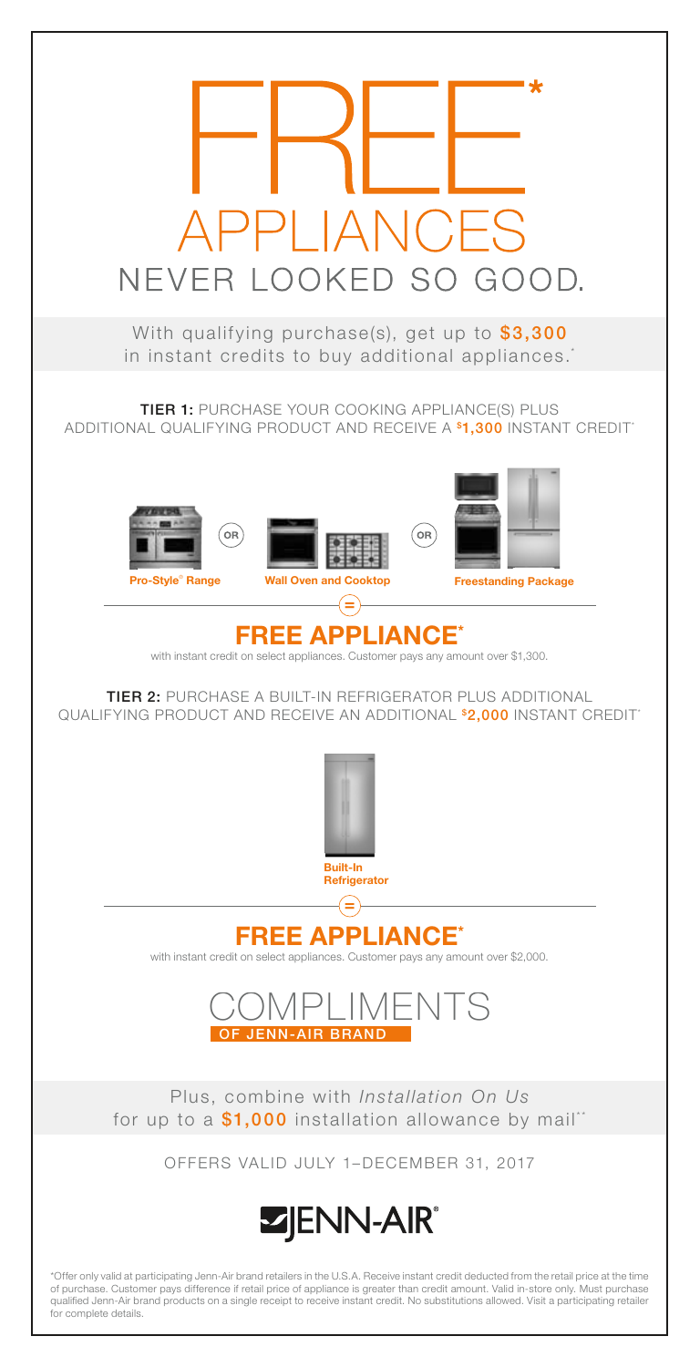# FREE* APPLIANCES

## NEVER LOOKED SO GOOD.

With qualifying purchase(s), get up to **$3,300** in instant credits to buy additional appliances.*

**TIER 1:** PURCHASE YOUR COOKING APPLIANCE(S) PLUS ADDITIONAL QUALIFYING PRODUCT AND RECEIVE A **$1,300** INSTANT CREDIT*

**Pro-Style® Range** OR **Wall Oven and Cooktop** OR **Freestanding Package**

=

## FREE APPLIANCE*

with instant credit on select appliances. Customer pays any amount over $1,300.

**TIER 2:** PURCHASE A BUILT-IN REFRIGERATOR PLUS ADDITIONAL QUALIFYING PRODUCT AND RECEIVE AN ADDITIONAL **$2,000** INSTANT CREDIT*

**Built-In Refrigerator**

=

## FREE APPLIANCE*

with instant credit on select appliances. Customer pays any amount over $2,000.

## COMPLIMENTS OF JENN-AIR BRAND

Plus, combine with *Installation On Us* for up to a **$1,000** installation allowance by mail**

OFFERS VALID JULY 1–DECEMBER 31, 2017

JENN-AIR®

*Offer only valid at participating Jenn-Air brand retailers in the U.S.A. Receive instant credit deducted from the retail price at the time of purchase. Customer pays difference if retail price of appliance is greater than credit amount. Valid in-store only. Must purchase qualified Jenn-Air brand products on a single receipt to receive instant credit. No substitutions allowed. Visit a participating retailer for complete details.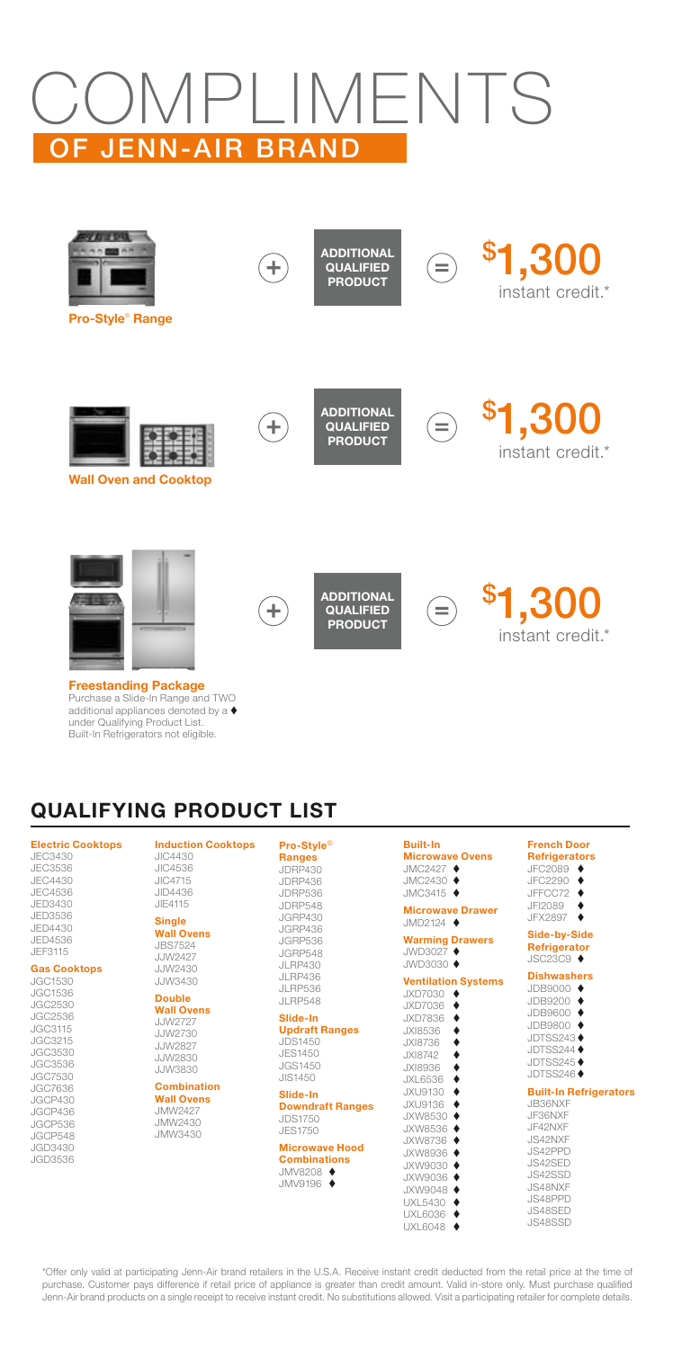# COMPLIMENTS

## OF JENN-AIR BRAND

**Pro-Style® Range** + **ADDITIONAL QUALIFIED PRODUCT** = **$1,300** instant credit.*

**Wall Oven and Cooktop** + **ADDITIONAL QUALIFIED PRODUCT** = **$1,300** instant credit.*

**Freestanding Package** + **ADDITIONAL QUALIFIED PRODUCT** = **$1,300** instant credit.*

Purchase a Slide-In Range and TWO additional appliances denoted by a ♦ under Qualifying Product List. Built-In Refrigerators not eligible.

## QUALIFYING PRODUCT LIST

**Electric Cooktops**
JEC3430
JEC3536
JEC4430
JEC4536
JED3430
JED3536
JED4430
JED4536
JEF3115

**Gas Cooktops**
JGC1530
JGC1536
JGC2530
JGC2536
JGC3115
JGC3215
JGC3530
JGC3536
JGC7530
JGC7636
JGCP430
JGCP436
JGCP536
JGCP548
JGD3430
JGD3536

**Induction Cooktops**
JIC4430
JIC4536
JIC4715
JID4436
JIE4115

**Single Wall Ovens**
JBS7524
JJW2427
JJW2430
JJW3430

**Double Wall Ovens**
JJW2727
JJW2730
JJW2827
JJW2830
JJW3830

**Combination Wall Ovens**
JMW2427
JMW2430
JMW3430

**Pro-Style® Ranges**
JDRP430
JDRP436
JDRP536
JDRP548
JGRP430
JGRP436
JGRP536
JGRP548
JLRP430
JLRP436
JLRP536
JLRP548

**Slide-In Updraft Ranges**
JDS1450
JES1450
JGS1450
JIS1450

**Slide-In Downdraft Ranges**
JDS1750
JES1750

**Microwave Hood Combinations**
JMV8208 ♦
JMV9196 ♦

**Built-In Microwave Ovens**
JMC2427 ♦
JMC2430 ♦
JMC3415 ♦

**Microwave Drawer**
JMD2124 ♦

**Warming Drawers**
JWD3027 ♦
JWD3030 ♦

**Ventilation Systems**
JXD7030 ♦
JXD7036 ♦
JXD7836 ♦
JXI8536 ♦
JXI8736 ♦
JXI8742 ♦
JXI8936 ♦
JXL6536 ♦
JXU9130 ♦
JXU9136 ♦
JXW8530 ♦
JXW8536 ♦
JXW8736 ♦
JXW8936 ♦
JXW9030 ♦
JXW9036 ♦
JXW9048 ♦
UXL5430 ♦
UXL6036 ♦
UXL6048 ♦

**French Door Refrigerators**
JFC2089 ♦
JFC2290 ♦
JFFCC72 ♦
JFI2089 ♦
JFX2897 ♦

**Side-by-Side Refrigerator**
JSC23C9 ♦

**Dishwashers**
JDB9000 ♦
JDB9200 ♦
JDB9600 ♦
JDB9800 ♦
JDTSS243 ♦
JDTSS244 ♦
JDTSS245 ♦
JDTSS246 ♦

**Built-In Refrigerators**
JB36NXF
JF36NXF
JF42NXF
JS42NXF
JS42PPD
JS42SED
JS42SSD
JS48NXF
JS48PPD
JS48SED
JS48SSD

*Offer only valid at participating Jenn-Air brand retailers in the U.S.A. Receive instant credit deducted from the retail price at the time of purchase. Customer pays difference if retail price of appliance is greater than credit amount. Valid in-store only. Must purchase qualified Jenn-Air brand products on a single receipt to receive instant credit. No substitutions allowed. Visit a participating retailer for complete details.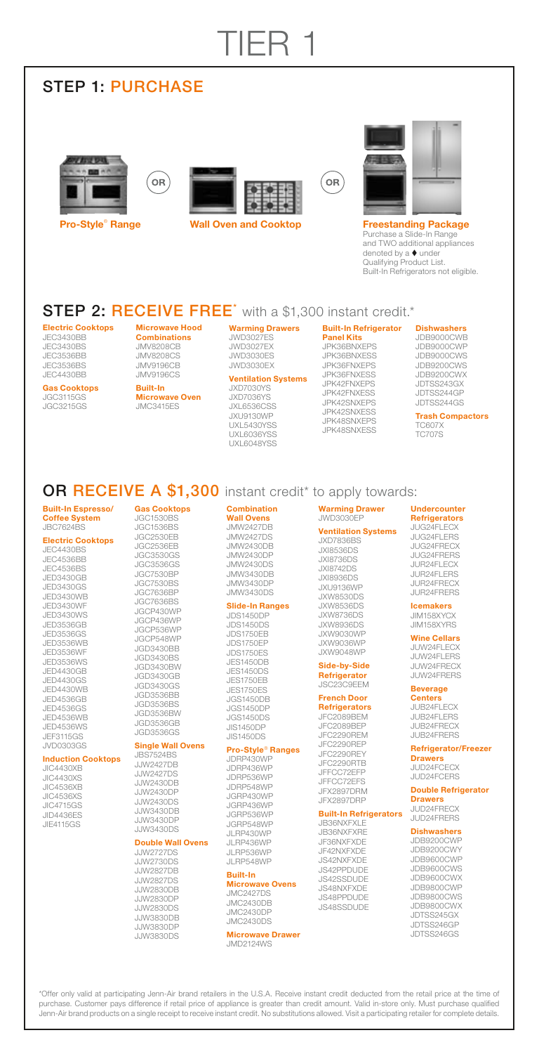# TIER 1

## STEP 1: PURCHASE

**Pro-Style® Range**

OR

**Wall Oven and Cooktop**

OR

**Freestanding Package**
Purchase a Slide-In Range and TWO additional appliances denoted by a ♦ under Qualifying Product List. Built-In Refrigerators not eligible.

## STEP 2: RECEIVE FREE* with a $1,300 instant credit.*

**Electric Cooktops**
JEC3430BB
JEC3430BS
JEC3536BB
JEC3536BS
JEC4430BB

**Gas Cooktops**
JGC3115GS
JGC3215GS

**Microwave Hood Combinations**
JMV8208CB
JMV8208CS
JMV9196CB
JMV9196CS

**Built-In Microwave Oven**
JMC3415ES

**Warming Drawers**
JWD3027ES
JWD3027EX
JWD3030ES
JWD3030EX

**Ventilation Systems**
JXD7030YS
JXD7036YS
JXL6536CSS
JXU9130WP
UXL5430YSS
UXL6036YSS
UXL6048YSS

**Built-In Refrigerator Panel Kits**
JPK36BNXEPS
JPK36BNXESS
JPK36FNXEPS
JPK36FNXESS
JPK42FNXEPS
JPK42FNXESS
JPK42SNXEPS
JPK42SNXESS
JPK48SNXEPS
JPK48SNXESS

**Dishwashers**
JDB9000CWB
JDB9000CWP
JDB9000CWS
JDB9200CWS
JDB9200CWX
JDTSS243GX
JDTSS244GP
JDTSS244GS

**Trash Compactors**
TC607X
TC707S

## OR RECEIVE A $1,300 instant credit* to apply towards:

**Built-In Espresso/ Coffee System**
JBC7624BS

**Electric Cooktops**
JEC4430BS
JEC4536BB
JEC4536BS
JED3430GB
JED3430GS
JED3430WB
JED3430WF
JED3430WS
JED3536GB
JED3536GS
JED3536WB
JED3536WF
JED3536WS
JED4430GB
JED4430GS
JED4430WB
JED4536GB
JED4536GS
JED4536WB
JED4536WS
JEF3115GS
JVD0303GS

**Induction Cooktops**
JIC4430XB
JIC4430XS
JIC4536XB
JIC4536XS
JIC4715GS
JID4436ES
JIE4115GS

**Gas Cooktops**
JGC1530BS
JGC1536BS
JGC2530EB
JGC2536EB
JGC3530GS
JGC3536GS
JGC7530BP
JGC7530BS
JGC7636BP
JGC7636BS
JGCP430WP
JGCP436WP
JGCP536WP
JGCP548WP
JGD3430BB
JGD3430BS
JGD3430BW
JGD3430GB
JGD3430GS
JGD3536BB
JGD3536BS
JGD3536BW
JGD3536GB
JGD3536GS

**Single Wall Ovens**
JBS7524BS
JJW2427DB
JJW2427DS
JJW2430DB
JJW2430DP
JJW2430DS
JJW3430DB
JJW3430DP
JJW3430DS

**Double Wall Ovens**
JJW2727DS
JJW2730DS
JJW2827DB
JJW2827DS
JJW2830DB
JJW2830DP
JJW2830DS
JJW3830DB
JJW3830DP
JJW3830DS

**Combination Wall Ovens**
JMW2427DB
JMW2427DS
JMW2430DB
JMW2430DP
JMW2430DS
JMW3430DB
JMW3430DP
JMW3430DS

**Slide-In Ranges**
JDS1450DP
JDS1450DS
JDS1750EB
JDS1750EP
JDS1750ES
JES1450DB
JES1450DS
JES1750EB
JES1750ES
JGS1450DB
JGS1450DP
JGS1450DS
JIS1450DP
JIS1450DS

**Pro-Style® Ranges**
JDRP430WP
JDRP436WP
JDRP536WP
JDRP548WP
JGRP430WP
JGRP436WP
JGRP536WP
JGRP548WP
JLRP430WP
JLRP436WP
JLRP536WP
JLRP548WP

**Built-In Microwave Ovens**
JMC2427DS
JMC2430DB
JMC2430DP
JMC2430DS

**Microwave Drawer**
JMD2124WS

**Warming Drawer**
JWD3030EP

**Ventilation Systems**
JXD7836BS
JXI8536DS
JXI8736DS
JXI8742DS
JXI8936DS
JXU9136WP
JXW8530DS
JXW8536DS
JXW8736DS
JXW8936DS
JXW9030WP
JXW9036WP
JXW9048WP

**Side-by-Side Refrigerator**
JSC23C9EEM

**French Door Refrigerators**
JFC2089BEM
JFC2089BEP
JFC2290REM
JFC2290REP
JFC2290REY
JFC2290RTB
JFFCC72EFP
JFFCC72EFS
JFX2897DRM
JFX2897DRP

**Built-In Refrigerators**
JB36NXFXLE
JB36NXFXRE
JF36NXFXDE
JF42NXFXDE
JS42NXFXDE
JS42PPDUDE
JS42SSDUDE
JS48NXFXDE
JS48PPDUDE
JS48SSDUDE

**Undercounter Refrigerators**
JUG24FLECX
JUG24FLERS
JUG24FRECX
JUG24FRERS
JUR24FLECX
JUR24FLERS
JUR24FRECX
JUR24FRERS

**Icemakers**
JIM158XYCX
JIM158XYRS

**Wine Cellars**
JUW24FLECX
JUW24FLERS
JUW24FRECX
JUW24FRERS

**Beverage Centers**
JUB24FLECX
JUB24FLERS
JUB24FRECX
JUB24FRERS

**Refrigerator/Freezer Drawers**
JUD24FCECX
JUD24FCERS

**Double Refrigerator Drawers**
JUD24FRECX
JUD24FRERS

**Dishwashers**
JDB9200CWP
JDB9200CWY
JDB9600CWP
JDB9600CWS
JDB9600CWX
JDB9800CWP
JDB9800CWS
JDB9800CWX
JDTSS245GX
JDTSS246GP
JDTSS246GS

*Offer only valid at participating Jenn-Air brand retailers in the U.S.A. Receive instant credit deducted from the retail price at the time of purchase. Customer pays difference if retail price of appliance is greater than credit amount. Valid in-store only. Must purchase qualified Jenn-Air brand products on a single receipt to receive instant credit. No substitutions allowed. Visit a participating retailer for complete details.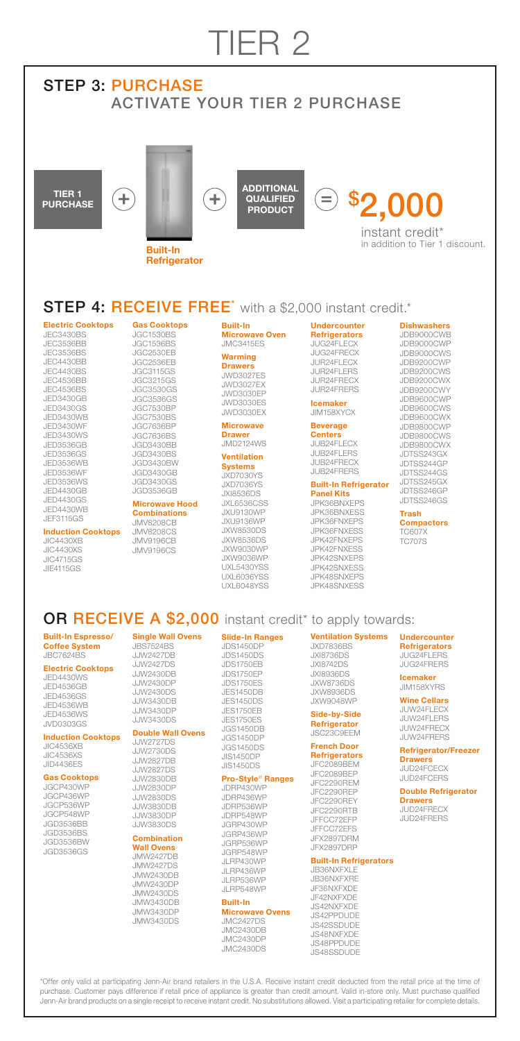# TIER 2

## STEP 3: PURCHASE

### ACTIVATE YOUR TIER 2 PURCHASE

**TIER 1 PURCHASE** + **Built-In Refrigerator** + **ADDITIONAL QUALIFIED PRODUCT** = **$2,000** instant credit* in addition to Tier 1 discount.

## STEP 4: RECEIVE FREE* with a $2,000 instant credit.*

**Electric Cooktops**
JEC3430BS
JEC3536BB
JEC3536BS
JEC4430BB
JEC4430BS
JEC4536BB
JEC4536BS
JED3430GB
JED3430GS
JED3430WB
JED3430WF
JED3430WS
JED3536GB
JED3536GS
JED3536WB
JED3536WF
JED3536WS
JED4430GB
JED4430GS
JED4430WB
JEF3115GS

**Induction Cooktops**
JIC4430XB
JIC4430XS
JIC4715GS
JIE4115GS

**Gas Cooktops**
JGC1530BS
JGC1536BS
JGC2530EB
JGC2536EB
JGC3115GS
JGC3215GS
JGC3530GS
JGC3536GS
JGC7530BP
JGC7530BS
JGC7636BP
JGC7636BS
JGD3430BB
JGD3430BS
JGD3430BW
JGD3430GB
JGD3430GS
JGD3536GB

**Microwave Hood Combinations**
JMV8208CB
JMV8208CS
JMV9196CB
JMV9196CS

**Built-In Microwave Oven**
JMC3415ES

**Warming Drawers**
JWD3027ES
JWD3027EX
JWD3030EP
JWD3030ES
JWD3030EX

**Microwave Drawer**
JMD2124WS

**Ventilation Systems**
JXD7030YS
JXD7036YS
JXI8536DS
JXL6536CSS
JXU9130WP
JXU9136WP
JXW8530DS
JXW8536DS
JXW9030WP
JXW9036WP
UXL5430YSS
UXL6036YSS
UXL6048YSS

**Undercounter Refrigerators**
JUG24FLECX
JUG24FRECX
JUR24FLECX
JUR24FLERS
JUR24FRECX
JUR24FRERS

**Icemaker**
JIM158XYCX

**Beverage Centers**
JUB24FLECX
JUB24FLERS
JUB24FRECX
JUB24FRERS

**Built-In Refrigerator Panel Kits**
JPK36BNXEPS
JPK36BNXESS
JPK36FNXEPS
JPK36FNXESS
JPK42FNXEPS
JPK42FNXESS
JPK42SNXEPS
JPK42SNXESS
JPK48SNXEPS
JPK48SNXESS

**Dishwashers**
JDB9000CWB
JDB9000CWP
JDB9000CWS
JDB9200CWP
JDB9200CWS
JDB9200CWX
JDB9200CWY
JDB9600CWP
JDB9600CWS
JDB9600CWX
JDB9800CWP
JDB9800CWS
JDB9800CWX
JDTSS243GX
JDTSS244GP
JDTSS244GS
JDTSS245GX
JDTSS246GP
JDTSS246GS

**Trash Compactors**
TC607X
TC707S

## OR RECEIVE A $2,000 instant credit* to apply towards:

**Built-In Espresso/ Coffee System**
JBC7624BS

**Electric Cooktops**
JED4430WS
JED4536GB
JED4536GS
JED4536WB
JED4536WS
JVD0303GS

**Induction Cooktops**
JIC4536XB
JIC4536XS
JID4436ES

**Gas Cooktops**
JGCP430WP
JGCP436WP
JGCP536WP
JGCP548WP
JGD3536BB
JGD3536BS
JGD3536BW
JGD3536GS

**Single Wall Ovens**
JBS7524BS
JJW2427DB
JJW2427DS
JJW2430DB
JJW2430DP
JJW2430DS
JJW3430DB
JJW3430DP
JJW3430DS

**Double Wall Ovens**
JJW2727DS
JJW2730DS
JJW2827DB
JJW2827DS
JJW2830DB
JJW2830DP
JJW2830DS
JJW3830DB
JJW3830DP
JJW3830DS

**Combination Wall Ovens**
JMW2427DB
JMW2427DS
JMW2430DB
JMW2430DP
JMW2430DS
JMW3430DB
JMW3430DP
JMW3430DS

**Slide-In Ranges**
JDS1450DP
JDS1450DS
JDS1750EB
JDS1750EP
JDS1750ES
JES1450DB
JES1450DS
JES1750EB
JES1750ES
JGS1450DB
JGS1450DP
JGS1450DS
JIS1450DP
JIS1450DS

**Pro-Style® Ranges**
JDRP430WP
JDRP436WP
JDRP536WP
JDRP548WP
JGRP430WP
JGRP436WP
JGRP536WP
JGRP548WP
JLRP430WP
JLRP436WP
JLRP536WP
JLRP548WP

**Built-In Microwave Ovens**
JMC2427DS
JMC2430DB
JMC2430DP
JMC2430DS

**Ventilation Systems**
JXD7836BS
JXI8736DS
JXI8742DS
JXI8936DS
JXW8736DS
JXW8936DS
JXW9048WP

**Side-by-Side Refrigerator**
JSC23C9EEM

**French Door Refrigerators**
JFC2089BEM
JFC2089BEP
JFC2290REM
JFC2290REP
JFC2290REY
JFC2290RTB
JFFCC72EFP
JFFCC72EFS
JFX2897DRM
JFX2897DRP

**Built-In Refrigerators**
JB36NXFXLE
JB36NXFXRE
JF36NXFXDE
JF42NXFXDE
JS42NXFXDE
JS42PPDUDE
JS42SSDUDE
JS48NXFXDE
JS48PPDUDE
JS48SSDUDE

**Undercounter Refrigerators**
JUG24FLERS
JUG24FRERS

**Icemaker**
JIM158XYRS

**Wine Cellars**
JUW24FLECX
JUW24FLERS
JUW24FRECX
JUW24FRERS

**Refrigerator/Freezer Drawers**
JUD24FCECX
JUD24FCERS

**Double Refrigerator Drawers**
JUD24FRECX
JUD24FRERS

*Offer only valid at participating Jenn-Air brand retailers in the U.S.A. Receive instant credit deducted from the retail price at the time of purchase. Customer pays difference if retail price of appliance is greater than credit amount. Valid in-store only. Must purchase qualified Jenn-Air brand products on a single receipt to receive instant credit. No substitutions allowed. Visit a participating retailer for complete details.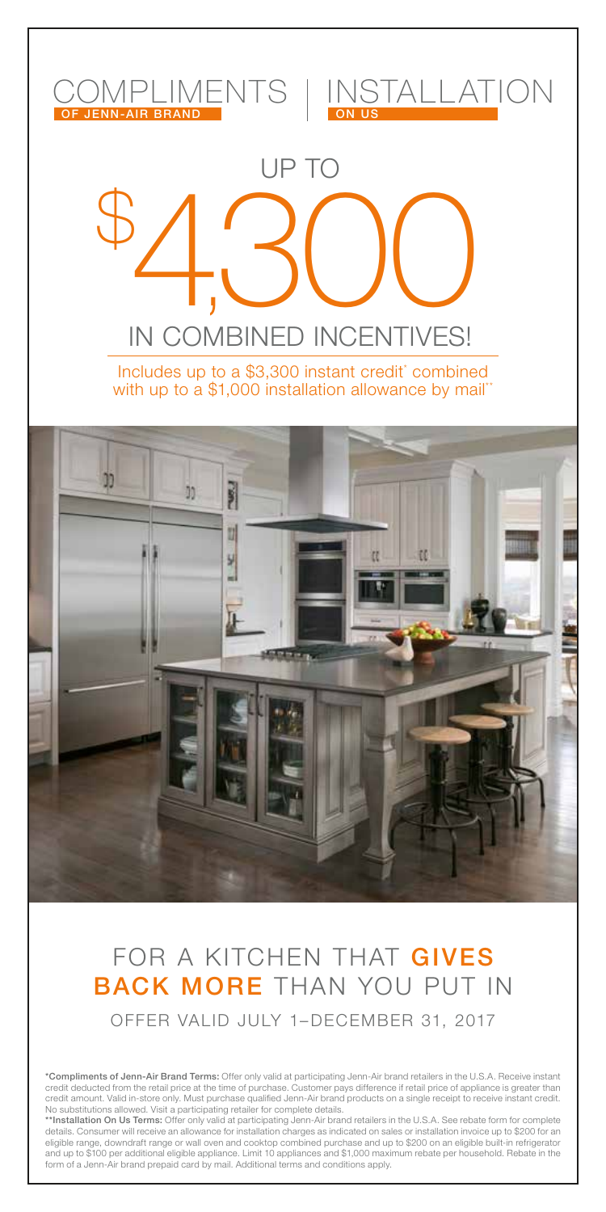# COMPLIMENTS | INSTALLATION

**OF JENN-AIR BRAND** | **ON US**

## UP TO $4,300 IN COMBINED INCENTIVES!

Includes up to a $3,300 instant credit* combined with up to a $1,000 installation allowance by mail**

## FOR A KITCHEN THAT **GIVES BACK MORE** THAN YOU PUT IN

OFFER VALID JULY 1–DECEMBER 31, 2017

**\*Compliments of Jenn-Air Brand Terms:** Offer only valid at participating Jenn-Air brand retailers in the U.S.A. Receive instant credit deducted from the retail price at the time of purchase. Customer pays difference if retail price of appliance is greater than credit amount. Valid in-store only. Must purchase qualified Jenn-Air brand products on a single receipt to receive instant credit. No substitutions allowed. Visit a participating retailer for complete details.

**\*\*Installation On Us Terms:** Offer only valid at participating Jenn-Air brand retailers in the U.S.A. See rebate form for complete details. Consumer will receive an allowance for installation charges as indicated on sales or installation invoice up to $200 for an eligible range, downdraft range or wall oven and cooktop combined purchase and up to $200 on an eligible built-in refrigerator and up to $100 per additional eligible appliance. Limit 10 appliances and $1,000 maximum rebate per household. Rebate in the form of a Jenn-Air brand prepaid card by mail. Additional terms and conditions apply.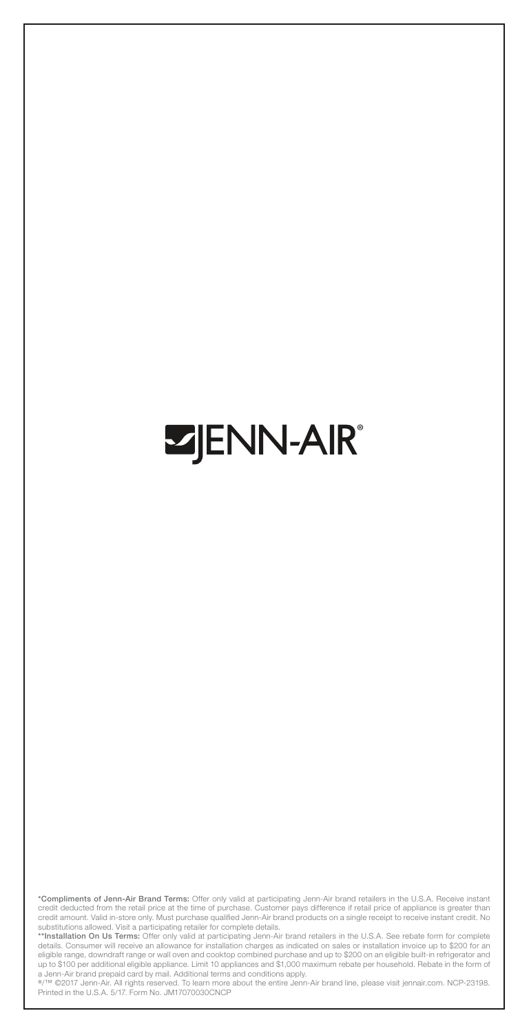JENN-AIR®

**\*Compliments of Jenn-Air Brand Terms:** Offer only valid at participating Jenn-Air brand retailers in the U.S.A. Receive instant credit deducted from the retail price at the time of purchase. Customer pays difference if retail price of appliance is greater than credit amount. Valid in-store only. Must purchase qualified Jenn-Air brand products on a single receipt to receive instant credit. No substitutions allowed. Visit a participating retailer for complete details.

**\*\*Installation On Us Terms:** Offer only valid at participating Jenn-Air brand retailers in the U.S.A. See rebate form for complete details. Consumer will receive an allowance for installation charges as indicated on sales or installation invoice up to $200 for an eligible range, downdraft range or wall oven and cooktop combined purchase and up to $200 on an eligible built-in refrigerator and up to $100 per additional eligible appliance. Limit 10 appliances and $1,000 maximum rebate per household. Rebate in the form of a Jenn-Air brand prepaid card by mail. Additional terms and conditions apply.

®/™ ©2017 Jenn-Air. All rights reserved. To learn more about the entire Jenn-Air brand line, please visit jennair.com. NCP-23198. Printed in the U.S.A. 5/17. Form No. JM17070030CNCP